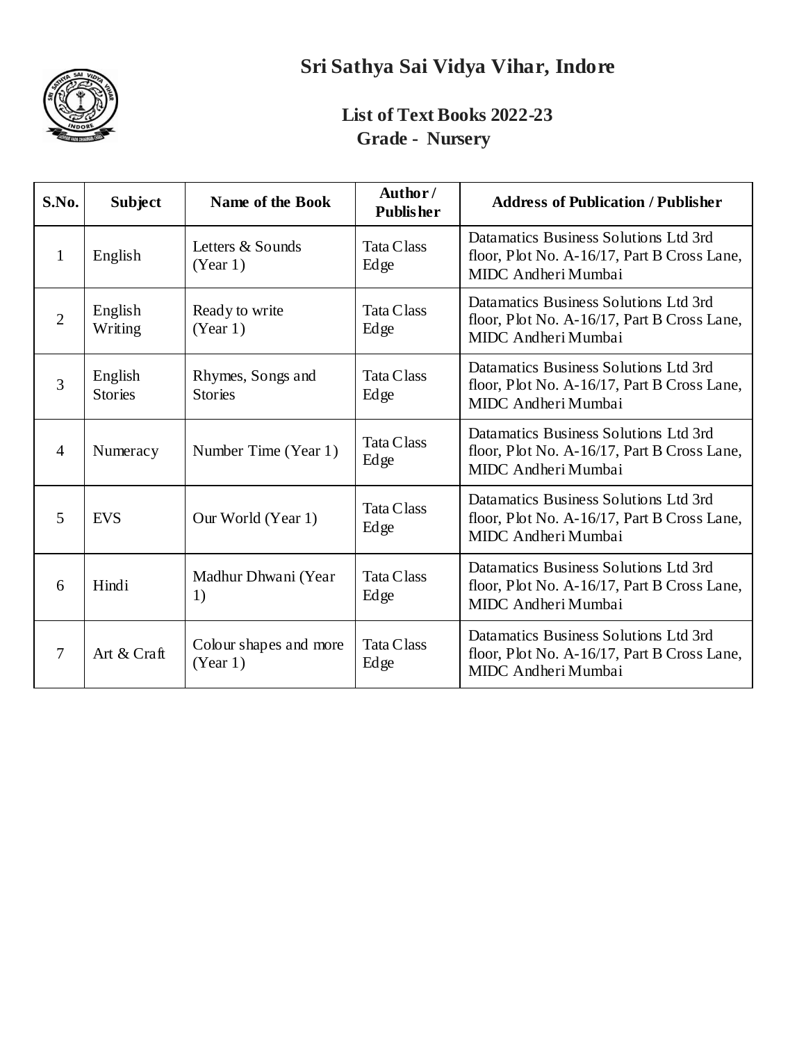# Sri Sathya Sai Vidya Vihar, Indore

## List of Text Books 2022-23

## Grade - Nursery

| S.No. | Subject | Name of the Book | Author / Publisher | Address of Publication / Publisher |
|---|---|---|---|---|
| 1 | English | Letters & Sounds (Year 1) | Tata Class Edge | Datamatics Business Solutions Ltd 3rd floor, Plot No. A-16/17, Part B Cross Lane, MIDC Andheri Mumbai |
| 2 | English Writing | Ready to write (Year 1) | Tata Class Edge | Datamatics Business Solutions Ltd 3rd floor, Plot No. A-16/17, Part B Cross Lane, MIDC Andheri Mumbai |
| 3 | English Stories | Rhymes, Songs and Stories | Tata Class Edge | Datamatics Business Solutions Ltd 3rd floor, Plot No. A-16/17, Part B Cross Lane, MIDC Andheri Mumbai |
| 4 | Numeracy | Number Time (Year 1) | Tata Class Edge | Datamatics Business Solutions Ltd 3rd floor, Plot No. A-16/17, Part B Cross Lane, MIDC Andheri Mumbai |
| 5 | EVS | Our World (Year 1) | Tata Class Edge | Datamatics Business Solutions Ltd 3rd floor, Plot No. A-16/17, Part B Cross Lane, MIDC Andheri Mumbai |
| 6 | Hindi | Madhur Dhwani (Year 1) | Tata Class Edge | Datamatics Business Solutions Ltd 3rd floor, Plot No. A-16/17, Part B Cross Lane, MIDC Andheri Mumbai |
| 7 | Art & Craft | Colour shapes and more (Year 1) | Tata Class Edge | Datamatics Business Solutions Ltd 3rd floor, Plot No. A-16/17, Part B Cross Lane, MIDC Andheri Mumbai |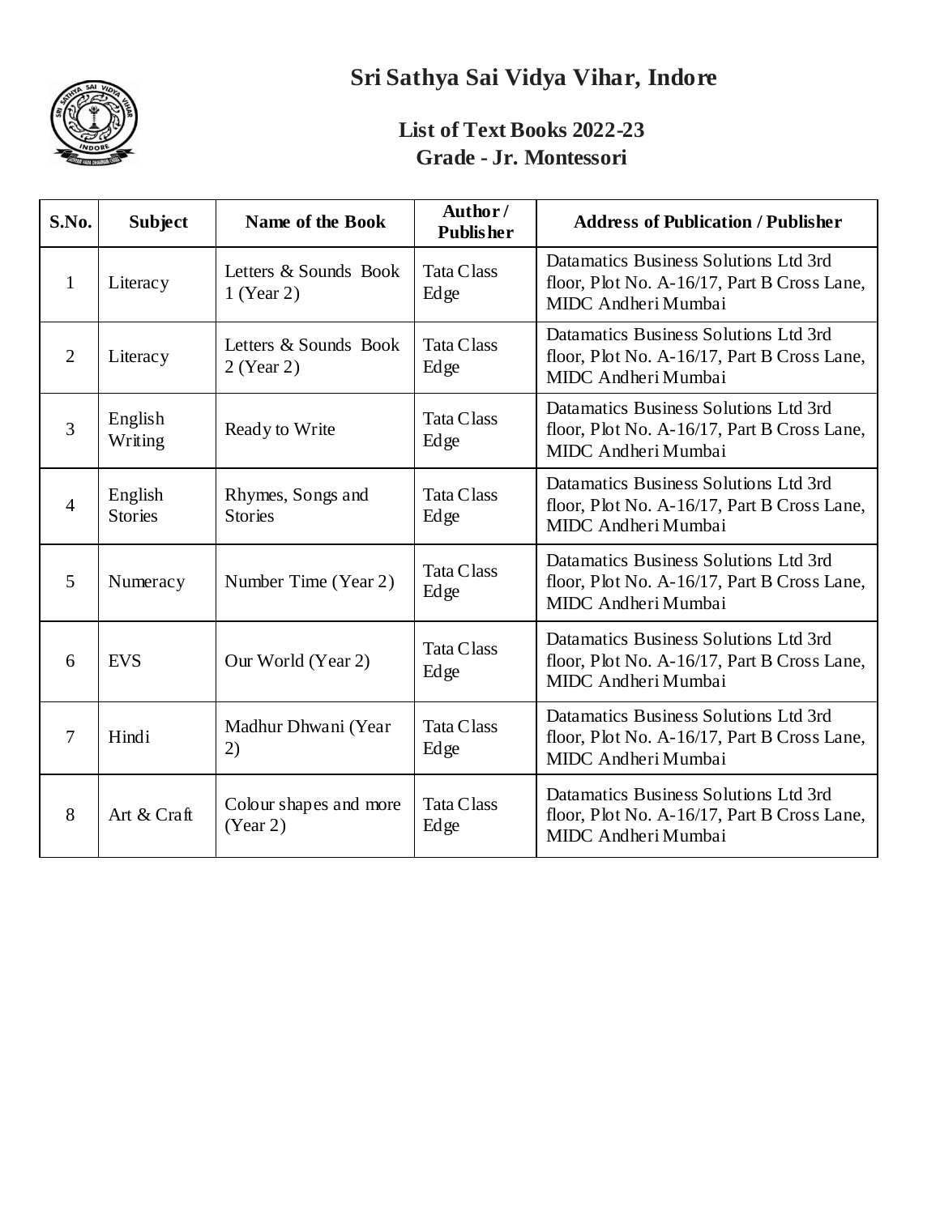# Sri Sathya Sai Vidya Vihar, Indore

## List of Text Books 2022-23
## Grade - Jr. Montessori

| S.No. | Subject | Name of the Book | Author / Publisher | Address of Publication / Publisher |
|---|---|---|---|---|
| 1 | Literacy | Letters & Sounds Book 1 (Year 2) | Tata Class Edge | Datamatics Business Solutions Ltd 3rd floor, Plot No. A-16/17, Part B Cross Lane, MIDC Andheri Mumbai |
| 2 | Literacy | Letters & Sounds Book 2 (Year 2) | Tata Class Edge | Datamatics Business Solutions Ltd 3rd floor, Plot No. A-16/17, Part B Cross Lane, MIDC Andheri Mumbai |
| 3 | English Writing | Ready to Write | Tata Class Edge | Datamatics Business Solutions Ltd 3rd floor, Plot No. A-16/17, Part B Cross Lane, MIDC Andheri Mumbai |
| 4 | English Stories | Rhymes, Songs and Stories | Tata Class Edge | Datamatics Business Solutions Ltd 3rd floor, Plot No. A-16/17, Part B Cross Lane, MIDC Andheri Mumbai |
| 5 | Numeracy | Number Time (Year 2) | Tata Class Edge | Datamatics Business Solutions Ltd 3rd floor, Plot No. A-16/17, Part B Cross Lane, MIDC Andheri Mumbai |
| 6 | EVS | Our World (Year 2) | Tata Class Edge | Datamatics Business Solutions Ltd 3rd floor, Plot No. A-16/17, Part B Cross Lane, MIDC Andheri Mumbai |
| 7 | Hindi | Madhur Dhwani (Year 2) | Tata Class Edge | Datamatics Business Solutions Ltd 3rd floor, Plot No. A-16/17, Part B Cross Lane, MIDC Andheri Mumbai |
| 8 | Art & Craft | Colour shapes and more (Year 2) | Tata Class Edge | Datamatics Business Solutions Ltd 3rd floor, Plot No. A-16/17, Part B Cross Lane, MIDC Andheri Mumbai |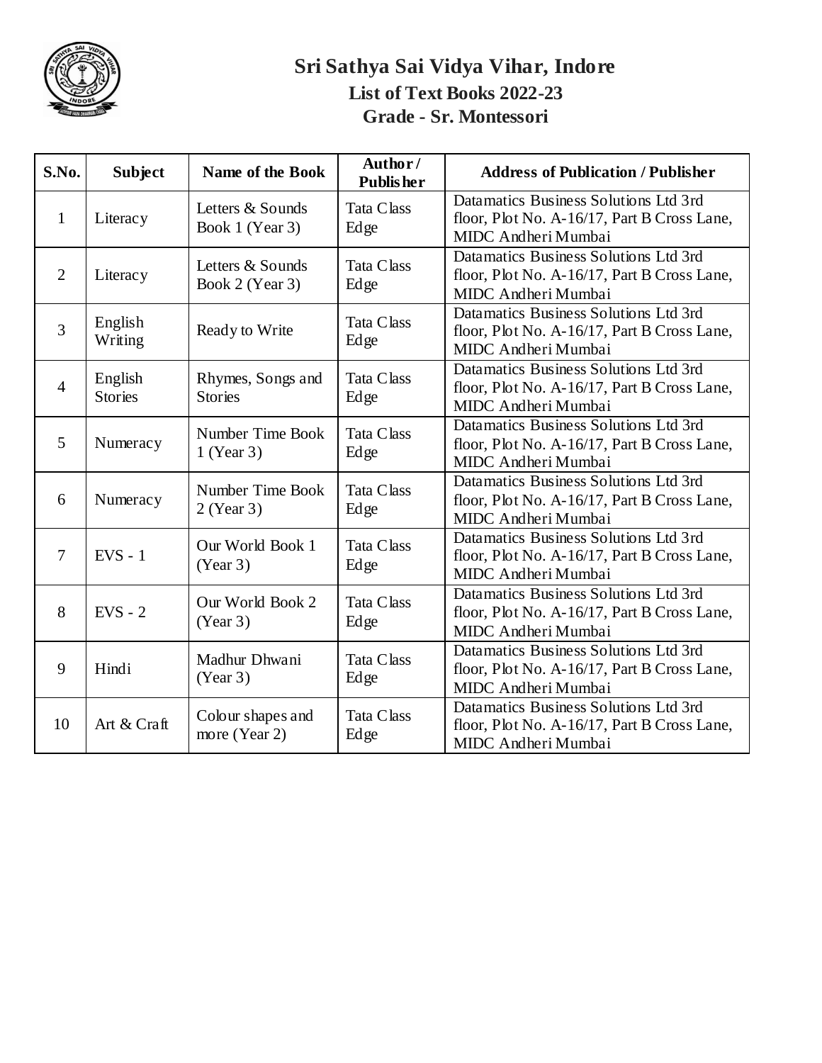# Sri Sathya Sai Vidya Vihar, Indore

## List of Text Books 2022-23

## Grade - Sr. Montessori

| S.No. | Subject | Name of the Book | Author / Publisher | Address of Publication / Publisher |
|---|---|---|---|---|
| 1 | Literacy | Letters & Sounds Book 1 (Year 3) | Tata Class Edge | Datamatics Business Solutions Ltd 3rd floor, Plot No. A-16/17, Part B Cross Lane, MIDC Andheri Mumbai |
| 2 | Literacy | Letters & Sounds Book 2 (Year 3) | Tata Class Edge | Datamatics Business Solutions Ltd 3rd floor, Plot No. A-16/17, Part B Cross Lane, MIDC Andheri Mumbai |
| 3 | English Writing | Ready to Write | Tata Class Edge | Datamatics Business Solutions Ltd 3rd floor, Plot No. A-16/17, Part B Cross Lane, MIDC Andheri Mumbai |
| 4 | English Stories | Rhymes, Songs and Stories | Tata Class Edge | Datamatics Business Solutions Ltd 3rd floor, Plot No. A-16/17, Part B Cross Lane, MIDC Andheri Mumbai |
| 5 | Numeracy | Number Time Book 1 (Year 3) | Tata Class Edge | Datamatics Business Solutions Ltd 3rd floor, Plot No. A-16/17, Part B Cross Lane, MIDC Andheri Mumbai |
| 6 | Numeracy | Number Time Book 2 (Year 3) | Tata Class Edge | Datamatics Business Solutions Ltd 3rd floor, Plot No. A-16/17, Part B Cross Lane, MIDC Andheri Mumbai |
| 7 | EVS - 1 | Our World Book 1 (Year 3) | Tata Class Edge | Datamatics Business Solutions Ltd 3rd floor, Plot No. A-16/17, Part B Cross Lane, MIDC Andheri Mumbai |
| 8 | EVS - 2 | Our World Book 2 (Year 3) | Tata Class Edge | Datamatics Business Solutions Ltd 3rd floor, Plot No. A-16/17, Part B Cross Lane, MIDC Andheri Mumbai |
| 9 | Hindi | Madhur Dhwani (Year 3) | Tata Class Edge | Datamatics Business Solutions Ltd 3rd floor, Plot No. A-16/17, Part B Cross Lane, MIDC Andheri Mumbai |
| 10 | Art & Craft | Colour shapes and more (Year 2) | Tata Class Edge | Datamatics Business Solutions Ltd 3rd floor, Plot No. A-16/17, Part B Cross Lane, MIDC Andheri Mumbai |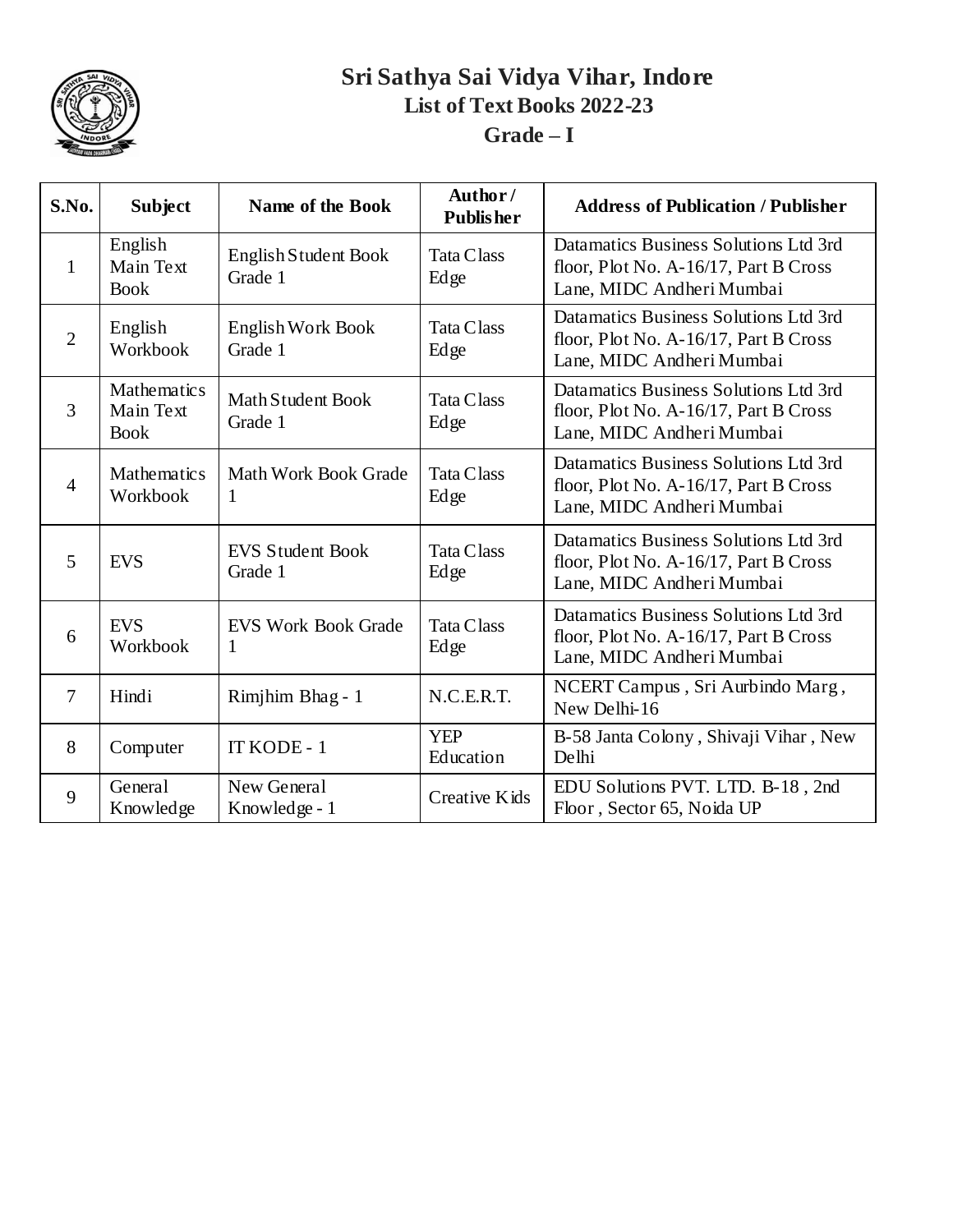# Sri Sathya Sai Vidya Vihar, Indore

## List of Text Books 2022-23

## Grade – I

| S.No. | Subject | Name of the Book | Author / Publisher | Address of Publication / Publisher |
|---|---|---|---|---|
| 1 | English Main Text Book | English Student Book Grade 1 | Tata Class Edge | Datamatics Business Solutions Ltd 3rd floor, Plot No. A-16/17, Part B Cross Lane, MIDC Andheri Mumbai |
| 2 | English Workbook | English Work Book Grade 1 | Tata Class Edge | Datamatics Business Solutions Ltd 3rd floor, Plot No. A-16/17, Part B Cross Lane, MIDC Andheri Mumbai |
| 3 | Mathematics Main Text Book | Math Student Book Grade 1 | Tata Class Edge | Datamatics Business Solutions Ltd 3rd floor, Plot No. A-16/17, Part B Cross Lane, MIDC Andheri Mumbai |
| 4 | Mathematics Workbook | Math Work Book Grade 1 | Tata Class Edge | Datamatics Business Solutions Ltd 3rd floor, Plot No. A-16/17, Part B Cross Lane, MIDC Andheri Mumbai |
| 5 | EVS | EVS Student Book Grade 1 | Tata Class Edge | Datamatics Business Solutions Ltd 3rd floor, Plot No. A-16/17, Part B Cross Lane, MIDC Andheri Mumbai |
| 6 | EVS Workbook | EVS Work Book Grade 1 | Tata Class Edge | Datamatics Business Solutions Ltd 3rd floor, Plot No. A-16/17, Part B Cross Lane, MIDC Andheri Mumbai |
| 7 | Hindi | Rimjhim Bhag - 1 | N.C.E.R.T. | NCERT Campus , Sri Aurbindo Marg , New Delhi-16 |
| 8 | Computer | IT KODE - 1 | YEP Education | B-58 Janta Colony , Shivaji Vihar , New Delhi |
| 9 | General Knowledge | New General Knowledge - 1 | Creative Kids | EDU Solutions PVT. LTD. B-18 , 2nd Floor , Sector 65, Noida UP |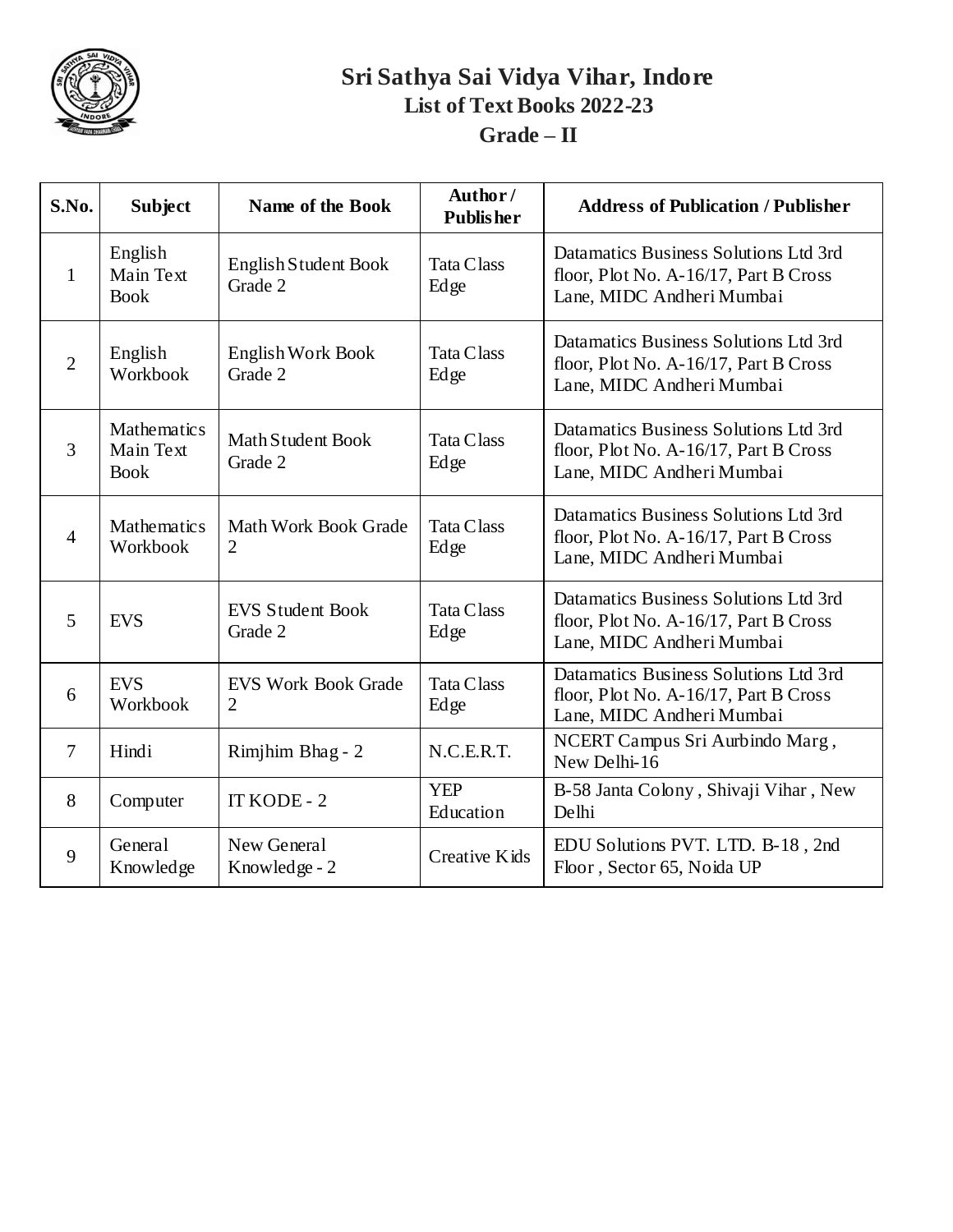# Sri Sathya Sai Vidya Vihar, Indore

## List of Text Books 2022-23

## Grade – II

| S.No. | Subject | Name of the Book | Author / Publisher | Address of Publication / Publisher |
|---|---|---|---|---|
| 1 | English Main Text Book | English Student Book Grade 2 | Tata Class Edge | Datamatics Business Solutions Ltd 3rd floor, Plot No. A-16/17, Part B Cross Lane, MIDC Andheri Mumbai |
| 2 | English Workbook | English Work Book Grade 2 | Tata Class Edge | Datamatics Business Solutions Ltd 3rd floor, Plot No. A-16/17, Part B Cross Lane, MIDC Andheri Mumbai |
| 3 | Mathematics Main Text Book | Math Student Book Grade 2 | Tata Class Edge | Datamatics Business Solutions Ltd 3rd floor, Plot No. A-16/17, Part B Cross Lane, MIDC Andheri Mumbai |
| 4 | Mathematics Workbook | Math Work Book Grade 2 | Tata Class Edge | Datamatics Business Solutions Ltd 3rd floor, Plot No. A-16/17, Part B Cross Lane, MIDC Andheri Mumbai |
| 5 | EVS | EVS Student Book Grade 2 | Tata Class Edge | Datamatics Business Solutions Ltd 3rd floor, Plot No. A-16/17, Part B Cross Lane, MIDC Andheri Mumbai |
| 6 | EVS Workbook | EVS Work Book Grade 2 | Tata Class Edge | Datamatics Business Solutions Ltd 3rd floor, Plot No. A-16/17, Part B Cross Lane, MIDC Andheri Mumbai |
| 7 | Hindi | Rimjhim Bhag - 2 | N.C.E.R.T. | NCERT Campus Sri Aurbindo Marg , New Delhi-16 |
| 8 | Computer | IT KODE - 2 | YEP Education | B-58 Janta Colony , Shivaji Vihar , New Delhi |
| 9 | General Knowledge | New General Knowledge - 2 | Creative Kids | EDU Solutions PVT. LTD. B-18 , 2nd Floor , Sector 65, Noida UP |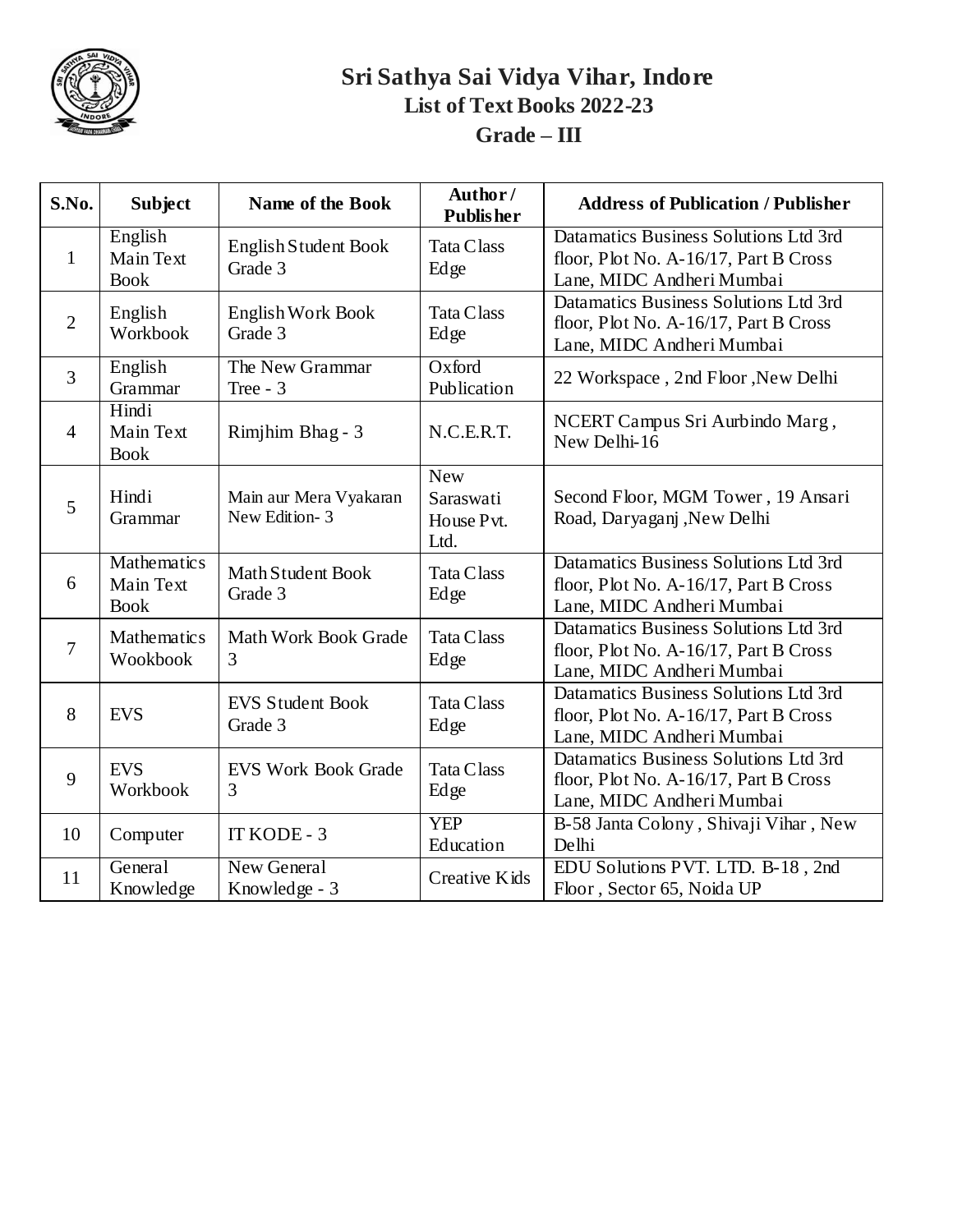# Sri Sathya Sai Vidya Vihar, Indore

## List of Text Books 2022-23

## Grade – III

| S.No. | Subject | Name of the Book | Author / Publisher | Address of Publication / Publisher |
|---|---|---|---|---|
| 1 | English Main Text Book | English Student Book Grade 3 | Tata Class Edge | Datamatics Business Solutions Ltd 3rd floor, Plot No. A-16/17, Part B Cross Lane, MIDC Andheri Mumbai |
| 2 | English Workbook | English Work Book Grade 3 | Tata Class Edge | Datamatics Business Solutions Ltd 3rd floor, Plot No. A-16/17, Part B Cross Lane, MIDC Andheri Mumbai |
| 3 | English Grammar | The New Grammar Tree - 3 | Oxford Publication | 22 Workspace , 2nd Floor ,New Delhi |
| 4 | Hindi Main Text Book | Rimjhim Bhag - 3 | N.C.E.R.T. | NCERT Campus Sri Aurbindo Marg , New Delhi-16 |
| 5 | Hindi Grammar | Main aur Mera Vyakaran New Edition- 3 | New Saraswati House Pvt. Ltd. | Second Floor, MGM Tower , 19 Ansari Road, Daryaganj ,New Delhi |
| 6 | Mathematics Main Text Book | Math Student Book Grade 3 | Tata Class Edge | Datamatics Business Solutions Ltd 3rd floor, Plot No. A-16/17, Part B Cross Lane, MIDC Andheri Mumbai |
| 7 | Mathematics Wookbook | Math Work Book Grade 3 | Tata Class Edge | Datamatics Business Solutions Ltd 3rd floor, Plot No. A-16/17, Part B Cross Lane, MIDC Andheri Mumbai |
| 8 | EVS | EVS Student Book Grade 3 | Tata Class Edge | Datamatics Business Solutions Ltd 3rd floor, Plot No. A-16/17, Part B Cross Lane, MIDC Andheri Mumbai |
| 9 | EVS Workbook | EVS Work Book Grade 3 | Tata Class Edge | Datamatics Business Solutions Ltd 3rd floor, Plot No. A-16/17, Part B Cross Lane, MIDC Andheri Mumbai |
| 10 | Computer | IT KODE - 3 | YEP Education | B-58 Janta Colony , Shivaji Vihar , New Delhi |
| 11 | General Knowledge | New General Knowledge - 3 | Creative Kids | EDU Solutions PVT. LTD. B-18 , 2nd Floor , Sector 65, Noida UP |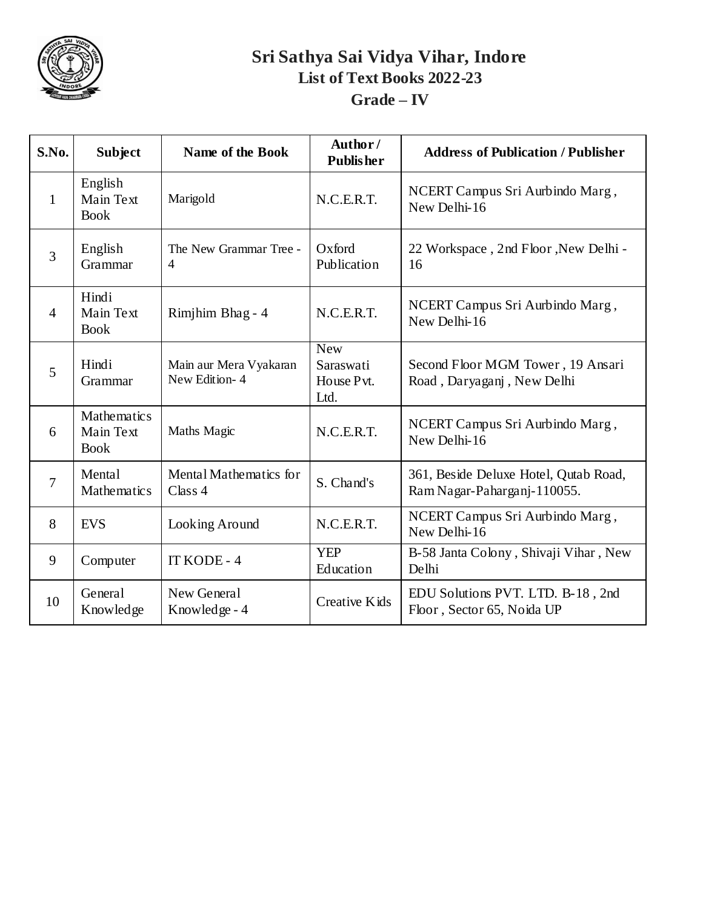# Sri Sathya Sai Vidya Vihar, Indore

## List of Text Books 2022-23

## Grade – IV

| S.No. | Subject | Name of the Book | Author / Publisher | Address of Publication / Publisher |
|---|---|---|---|---|
| 1 | English Main Text Book | Marigold | N.C.E.R.T. | NCERT Campus Sri Aurbindo Marg , New Delhi-16 |
| 3 | English Grammar | The New Grammar Tree - 4 | Oxford Publication | 22 Workspace , 2nd Floor ,New Delhi - 16 |
| 4 | Hindi Main Text Book | Rimjhim Bhag - 4 | N.C.E.R.T. | NCERT Campus Sri Aurbindo Marg , New Delhi-16 |
| 5 | Hindi Grammar | Main aur Mera Vyakaran New Edition- 4 | New Saraswati House Pvt. Ltd. | Second Floor MGM Tower , 19 Ansari Road , Daryaganj , New Delhi |
| 6 | Mathematics Main Text Book | Maths Magic | N.C.E.R.T. | NCERT Campus Sri Aurbindo Marg , New Delhi-16 |
| 7 | Mental Mathematics | Mental Mathematics for Class 4 | S. Chand's | 361, Beside Deluxe Hotel, Qutab Road, Ram Nagar-Paharganj-110055. |
| 8 | EVS | Looking Around | N.C.E.R.T. | NCERT Campus Sri Aurbindo Marg , New Delhi-16 |
| 9 | Computer | IT KODE - 4 | YEP Education | B-58 Janta Colony , Shivaji Vihar , New Delhi |
| 10 | General Knowledge | New General Knowledge - 4 | Creative Kids | EDU Solutions PVT. LTD. B-18 , 2nd Floor , Sector 65, Noida UP |